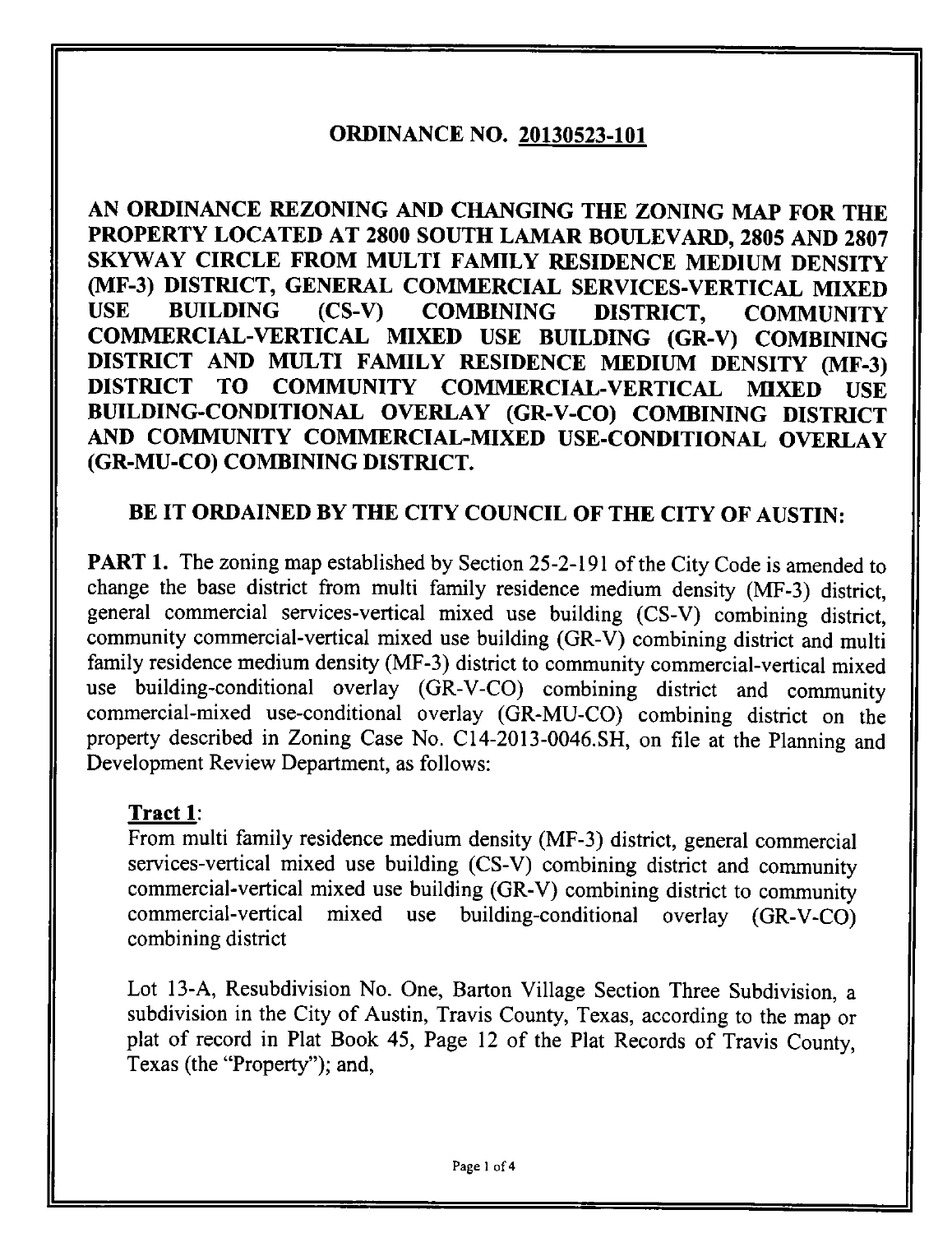# ORDINANCE NO. 20130523-101

**AN ORDINANCE REZONING AND CHANGING THE ZONING MAP FOR THE PROPERTY LOCATED AT 2800 SOUTH LAMAR BOULEVARD, 2805 AND 2807 SKYWAY CIRCLE FROM MULTI FAMILY RESIDENCE MEDIUM DENSITY (MF-3) DISTRICT, GENERAL COMMERCIAL SERVICES-VERTICAL MIXED USE BUILDING (CS-V) COMBINING DISTRICT, COMMUNITY COMMERCIAL-VERTICAL MIXED USE BUILDING (GR-V) COMBINING DISTRICT AND MULTI FAMILY RESIDENCE MEDIUM DENSITY (MF-3) DISTRICT TO COMMUNITY COMMERCIAL-VERTICAL MIXED USE BUILDING-CONDITIONAL OVERLAY (GR-V-CO) COMBINING DISTRICT AND COMMUNITY COMMERCIAL-MIXED USE-CONDITIONAL OVERLAY (GR-MU-CO) COMBINING DISTRICT.**

**BE IT ORDAINED BY THE CITY COUNCIL OF THE CITY OF AUSTIN:**

**PART 1.** The zoning map established by Section 25-2-191 of the City Code is amended to change the base district from multi family residence medium density (MF-3) district, general commercial services-vertical mixed use building (CS-V) combining district, community commercial-vertical mixed use building (GR-V) combining district and multi family residence medium density (MF-3) district to community commercial-vertical mixed use building-conditional overlay (GR-V-CO) combining district and community commercial-mixed use-conditional overlay (GR-MU-CO) combining district on the property described in Zoning Case No. C14-2013-0046.SH, on file at the Planning and Development Review Department, as follows:

**Tract 1**:

From multi family residence medium density (MF-3) district, general commercial services-vertical mixed use building (CS-V) combining district and community commercial-vertical mixed use building (GR-V) combining district to community commercial-vertical mixed use building-conditional overlay (GR-V-CO) combining district

Lot 13-A, Resubdivision No. One, Barton Village Section Three Subdivision, a subdivision in the City of Austin, Travis County, Texas, according to the map or plat of record in Plat Book 45, Page 12 of the Plat Records of Travis County, Texas (the "Property"); and,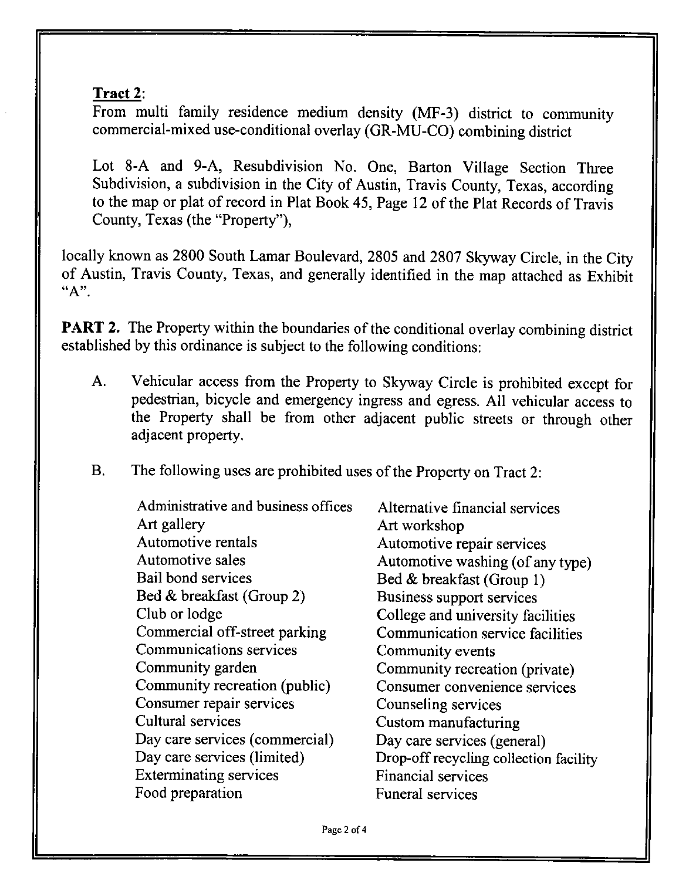**Tract 2**:
From multi family residence medium density (MF-3) district to community commercial-mixed use-conditional overlay (GR-MU-CO) combining district

Lot 8-A and 9-A, Resubdivision No. One, Barton Village Section Three Subdivision, a subdivision in the City of Austin, Travis County, Texas, according to the map or plat of record in Plat Book 45, Page 12 of the Plat Records of Travis County, Texas (the "Property"),

locally known as 2800 South Lamar Boulevard, 2805 and 2807 Skyway Circle, in the City of Austin, Travis County, Texas, and generally identified in the map attached as Exhibit "A".

**PART 2.** The Property within the boundaries of the conditional overlay combining district established by this ordinance is subject to the following conditions:

A. Vehicular access from the Property to Skyway Circle is prohibited except for pedestrian, bicycle and emergency ingress and egress. All vehicular access to the Property shall be from other adjacent public streets or through other adjacent property.

B. The following uses are prohibited uses of the Property on Tract 2:

| | |
|---|---|
| Administrative and business offices | Alternative financial services |
| Art gallery | Art workshop |
| Automotive rentals | Automotive repair services |
| Automotive sales | Automotive washing (of any type) |
| Bail bond services | Bed & breakfast (Group 1) |
| Bed & breakfast (Group 2) | Business support services |
| Club or lodge | College and university facilities |
| Commercial off-street parking | Communication service facilities |
| Communications services | Community events |
| Community garden | Community recreation (private) |
| Community recreation (public) | Consumer convenience services |
| Consumer repair services | Counseling services |
| Cultural services | Custom manufacturing |
| Day care services (commercial) | Day care services (general) |
| Day care services (limited) | Drop-off recycling collection facility |
| Exterminating services | Financial services |
| Food preparation | Funeral services |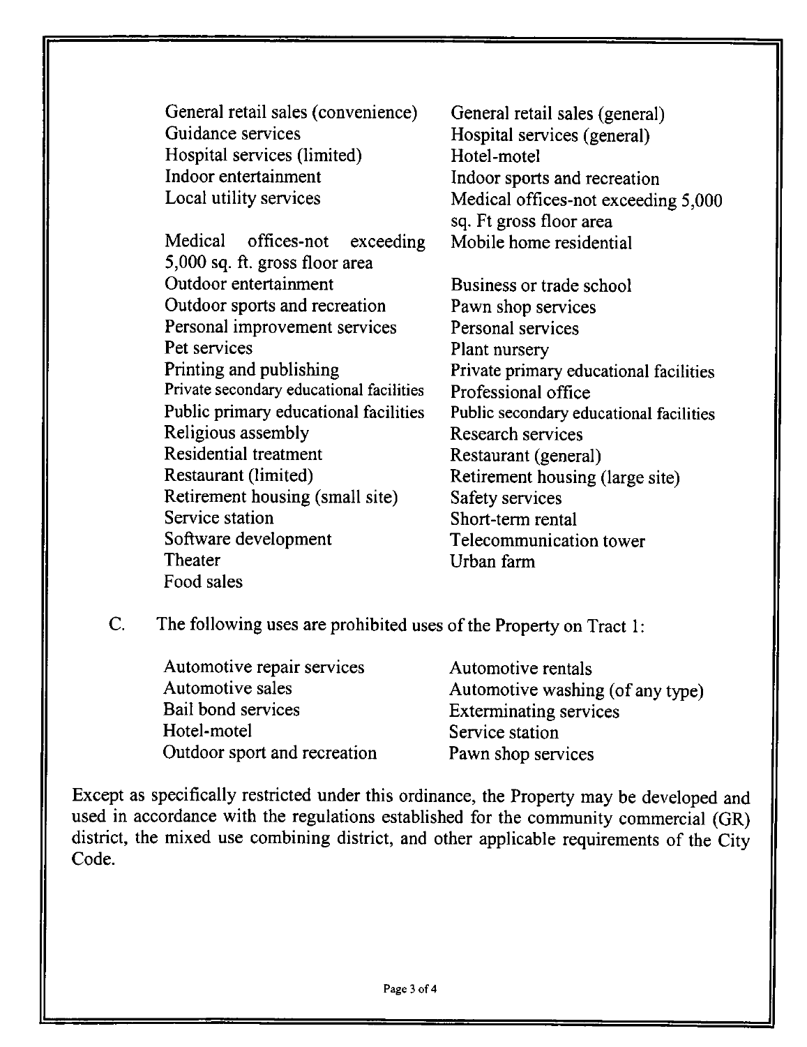- General retail sales (convenience)
- Guidance services
- Hospital services (limited)
- Indoor entertainment
- Local utility services
- Medical offices-not exceeding 5,000 sq. ft. gross floor area
- Outdoor entertainment
- Outdoor sports and recreation
- Personal improvement services
- Pet services
- Printing and publishing
- Private secondary educational facilities
- Public primary educational facilities
- Religious assembly
- Residential treatment
- Restaurant (limited)
- Retirement housing (small site)
- Service station
- Software development
- Theater
- Food sales
- General retail sales (general)
- Hospital services (general)
- Hotel-motel
- Indoor sports and recreation
- Medical offices-not exceeding 5,000 sq. Ft gross floor area
- Mobile home residential
- Business or trade school
- Pawn shop services
- Personal services
- Plant nursery
- Private primary educational facilities
- Professional office
- Public secondary educational facilities
- Research services
- Restaurant (general)
- Retirement housing (large site)
- Safety services
- Short-term rental
- Telecommunication tower
- Urban farm

C. The following uses are prohibited uses of the Property on Tract 1:

- Automotive repair services
- Automotive sales
- Bail bond services
- Hotel-motel
- Outdoor sport and recreation
- Automotive rentals
- Automotive washing (of any type)
- Exterminating services
- Service station
- Pawn shop services

Except as specifically restricted under this ordinance, the Property may be developed and used in accordance with the regulations established for the community commercial (GR) district, the mixed use combining district, and other applicable requirements of the City Code.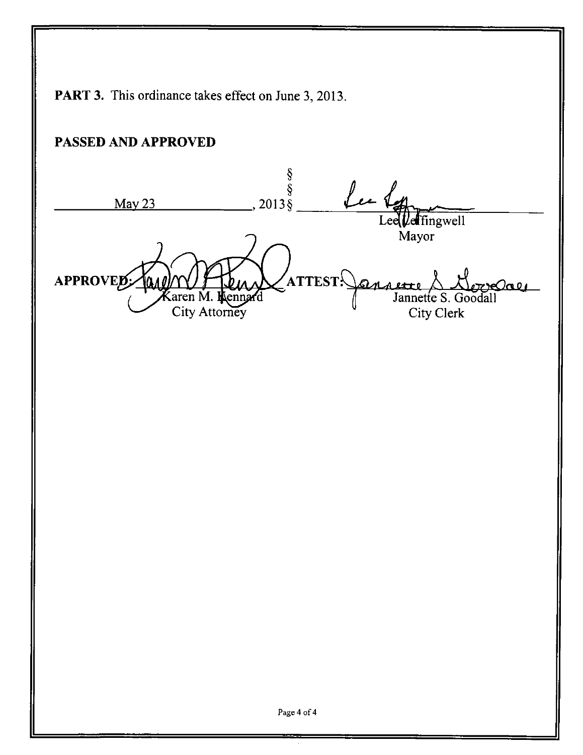**PART 3.** This ordinance takes effect on June 3, 2013.

**PASSED AND APPROVED**

May 23, 2013 §
§
§

Lee Leffingwell
Mayor

**APPROVED:** Karen M. Kennard
City Attorney

**ATTEST:** Jannette S. Goodall
City Clerk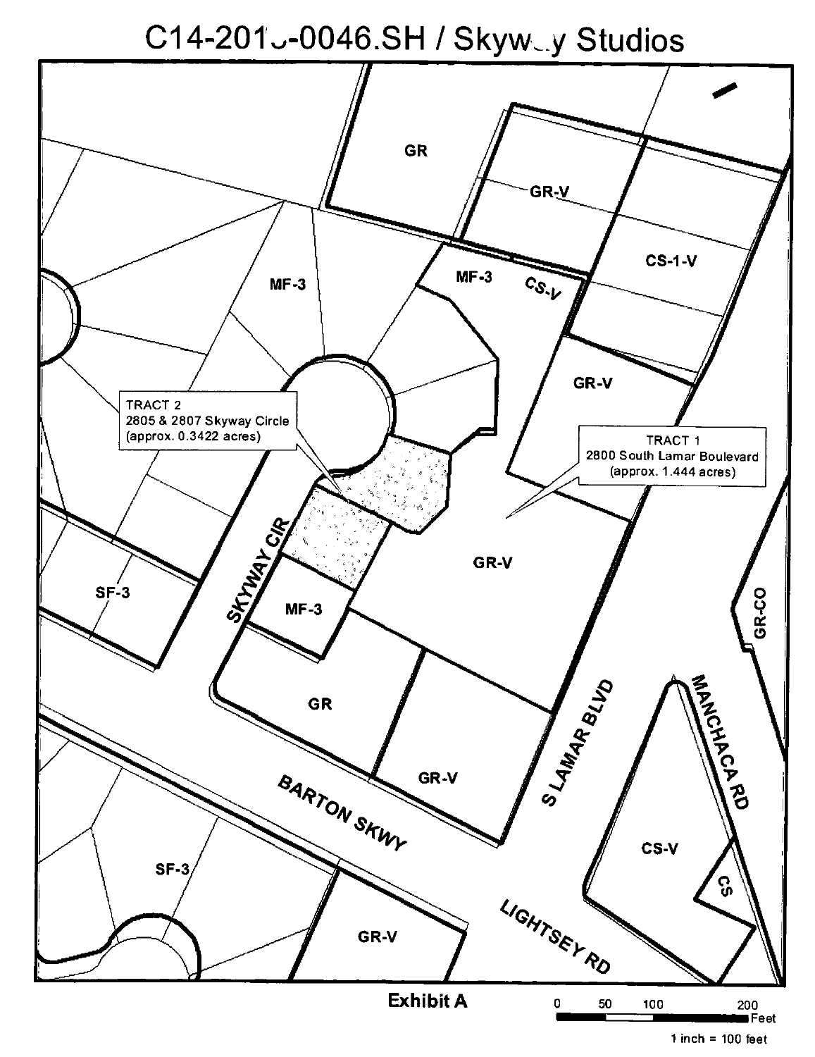# C14-2010-0046.SH / Skyway Studios

GR

GR-V

CS-1-V

MF-3

MF-3

CS-V

GR-V

TRACT 2
2805 & 2807 Skyway Circle
(approx. 0.3422 acres)

TRACT 1
2800 South Lamar Boulevard
(approx. 1.444 acres)

GR-V

SKYWAY CIR

SF-3

MF-3

GR-CO

GR

S LAMAR BLVD

MANCHACA RD

GR-V

BARTON SKWY

CS-V

SF-3

CS

GR-V

LIGHTSEY RD

Exhibit A

0 50 100 200
Feet

1 inch = 100 feet